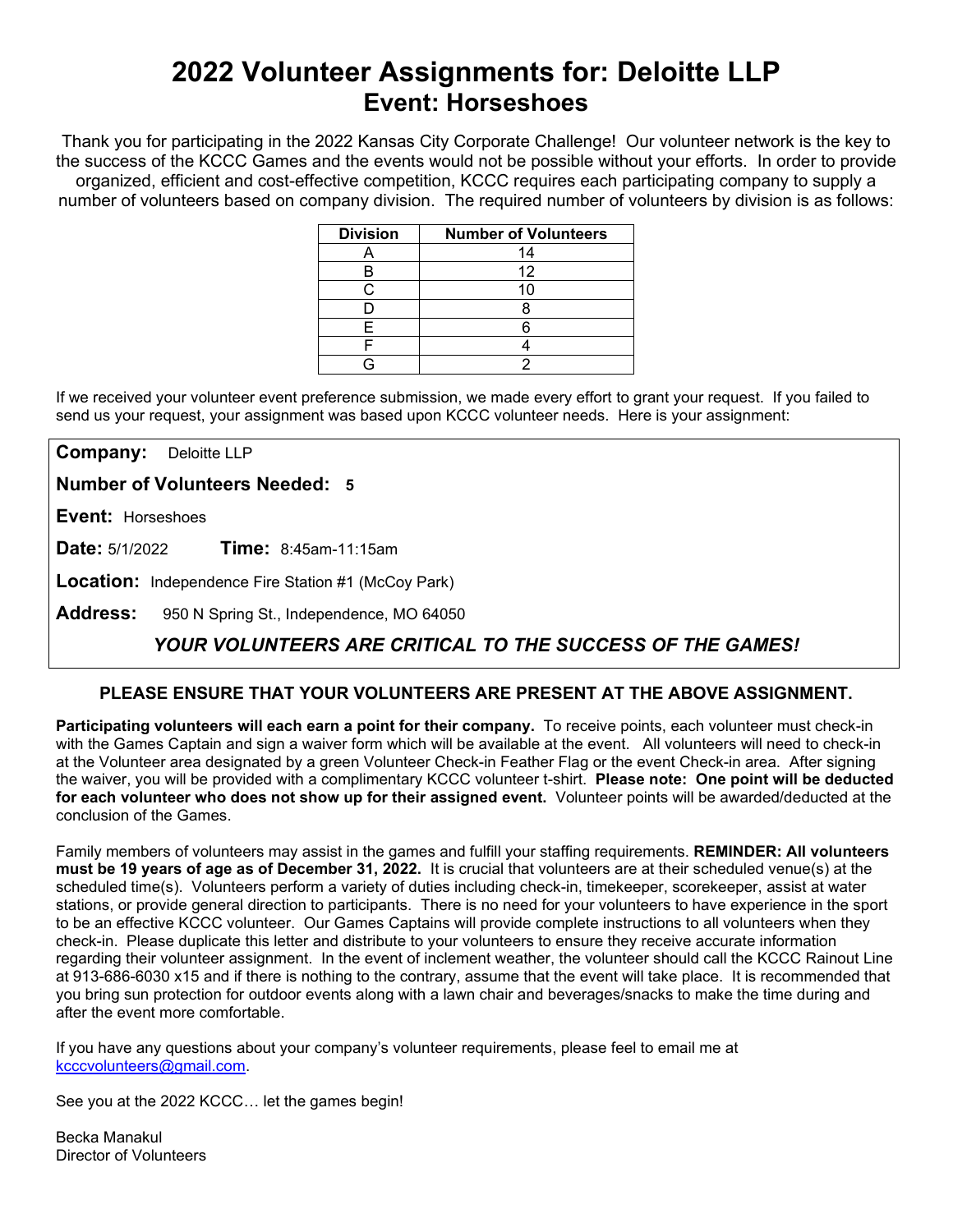# 2022 Volunteer Assignments for: Deloitte LLP
## Event: Horseshoes

Thank you for participating in the 2022 Kansas City Corporate Challenge! Our volunteer network is the key to the success of the KCCC Games and the events would not be possible without your efforts. In order to provide organized, efficient and cost-effective competition, KCCC requires each participating company to supply a number of volunteers based on company division. The required number of volunteers by division is as follows:

| Division | Number of Volunteers |
|---|---|
| A | 14 |
| B | 12 |
| C | 10 |
| D | 8 |
| E | 6 |
| F | 4 |
| G | 2 |

If we received your volunteer event preference submission, we made every effort to grant your request. If you failed to send us your request, your assignment was based upon KCCC volunteer needs. Here is your assignment:

**Company:** Deloitte LLP

**Number of Volunteers Needed:** **5**

**Event:** Horseshoes

**Date:** 5/1/2022 **Time:** 8:45am-11:15am

**Location:** Independence Fire Station #1 (McCoy Park)

**Address:** 950 N Spring St., Independence, MO 64050

***YOUR VOLUNTEERS ARE CRITICAL TO THE SUCCESS OF THE GAMES!***

**PLEASE ENSURE THAT YOUR VOLUNTEERS ARE PRESENT AT THE ABOVE ASSIGNMENT.**

**Participating volunteers will each earn a point for their company.** To receive points, each volunteer must check-in with the Games Captain and sign a waiver form which will be available at the event. All volunteers will need to check-in at the Volunteer area designated by a green Volunteer Check-in Feather Flag or the event Check-in area. After signing the waiver, you will be provided with a complimentary KCCC volunteer t-shirt. **Please note: One point will be deducted for each volunteer who does not show up for their assigned event.** Volunteer points will be awarded/deducted at the conclusion of the Games.

Family members of volunteers may assist in the games and fulfill your staffing requirements. **REMINDER: All volunteers must be 19 years of age as of December 31, 2022.** It is crucial that volunteers are at their scheduled venue(s) at the scheduled time(s). Volunteers perform a variety of duties including check-in, timekeeper, scorekeeper, assist at water stations, or provide general direction to participants. There is no need for your volunteers to have experience in the sport to be an effective KCCC volunteer. Our Games Captains will provide complete instructions to all volunteers when they check-in. Please duplicate this letter and distribute to your volunteers to ensure they receive accurate information regarding their volunteer assignment. In the event of inclement weather, the volunteer should call the KCCC Rainout Line at 913-686-6030 x15 and if there is nothing to the contrary, assume that the event will take place. It is recommended that you bring sun protection for outdoor events along with a lawn chair and beverages/snacks to make the time during and after the event more comfortable.

If you have any questions about your company's volunteer requirements, please feel to email me at kcccvolunteers@gmail.com.

See you at the 2022 KCCC… let the games begin!

Becka Manakul
Director of Volunteers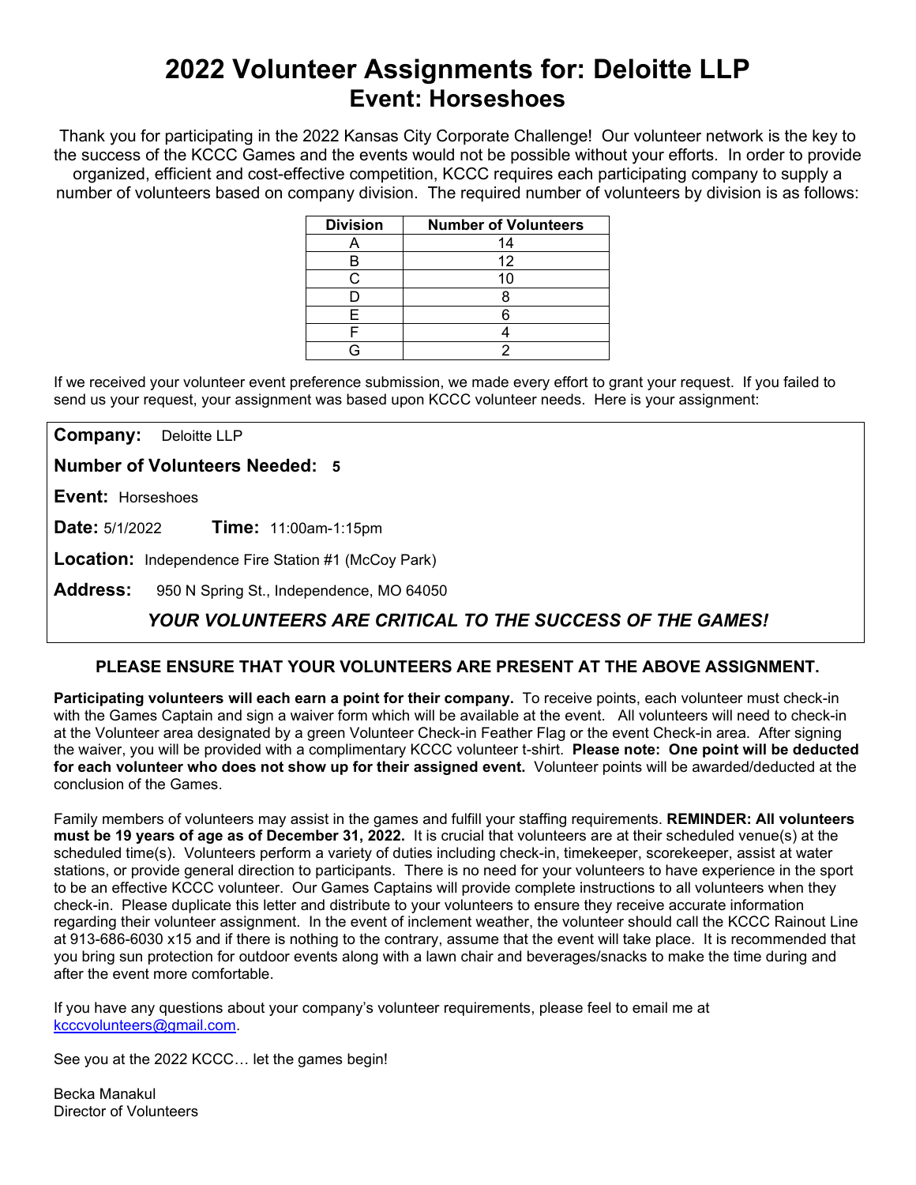# 2022 Volunteer Assignments for: Deloitte LLP
## Event: Horseshoes

Thank you for participating in the 2022 Kansas City Corporate Challenge! Our volunteer network is the key to the success of the KCCC Games and the events would not be possible without your efforts. In order to provide organized, efficient and cost-effective competition, KCCC requires each participating company to supply a number of volunteers based on company division. The required number of volunteers by division is as follows:

| Division | Number of Volunteers |
|---|---|
| A | 14 |
| B | 12 |
| C | 10 |
| D | 8 |
| E | 6 |
| F | 4 |
| G | 2 |

If we received your volunteer event preference submission, we made every effort to grant your request. If you failed to send us your request, your assignment was based upon KCCC volunteer needs. Here is your assignment:

**Company:** Deloitte LLP

**Number of Volunteers Needed:** **5**

**Event:** Horseshoes

**Date:** 5/1/2022 **Time:** 11:00am-1:15pm

**Location:** Independence Fire Station #1 (McCoy Park)

**Address:** 950 N Spring St., Independence, MO 64050

***YOUR VOLUNTEERS ARE CRITICAL TO THE SUCCESS OF THE GAMES!***

**PLEASE ENSURE THAT YOUR VOLUNTEERS ARE PRESENT AT THE ABOVE ASSIGNMENT.**

**Participating volunteers will each earn a point for their company.** To receive points, each volunteer must check-in with the Games Captain and sign a waiver form which will be available at the event. All volunteers will need to check-in at the Volunteer area designated by a green Volunteer Check-in Feather Flag or the event Check-in area. After signing the waiver, you will be provided with a complimentary KCCC volunteer t-shirt. **Please note: One point will be deducted for each volunteer who does not show up for their assigned event.** Volunteer points will be awarded/deducted at the conclusion of the Games.

Family members of volunteers may assist in the games and fulfill your staffing requirements. **REMINDER: All volunteers must be 19 years of age as of December 31, 2022.** It is crucial that volunteers are at their scheduled venue(s) at the scheduled time(s). Volunteers perform a variety of duties including check-in, timekeeper, scorekeeper, assist at water stations, or provide general direction to participants. There is no need for your volunteers to have experience in the sport to be an effective KCCC volunteer. Our Games Captains will provide complete instructions to all volunteers when they check-in. Please duplicate this letter and distribute to your volunteers to ensure they receive accurate information regarding their volunteer assignment. In the event of inclement weather, the volunteer should call the KCCC Rainout Line at 913-686-6030 x15 and if there is nothing to the contrary, assume that the event will take place. It is recommended that you bring sun protection for outdoor events along with a lawn chair and beverages/snacks to make the time during and after the event more comfortable.

If you have any questions about your company's volunteer requirements, please feel to email me at kcccvolunteers@gmail.com.

See you at the 2022 KCCC… let the games begin!

Becka Manakul
Director of Volunteers